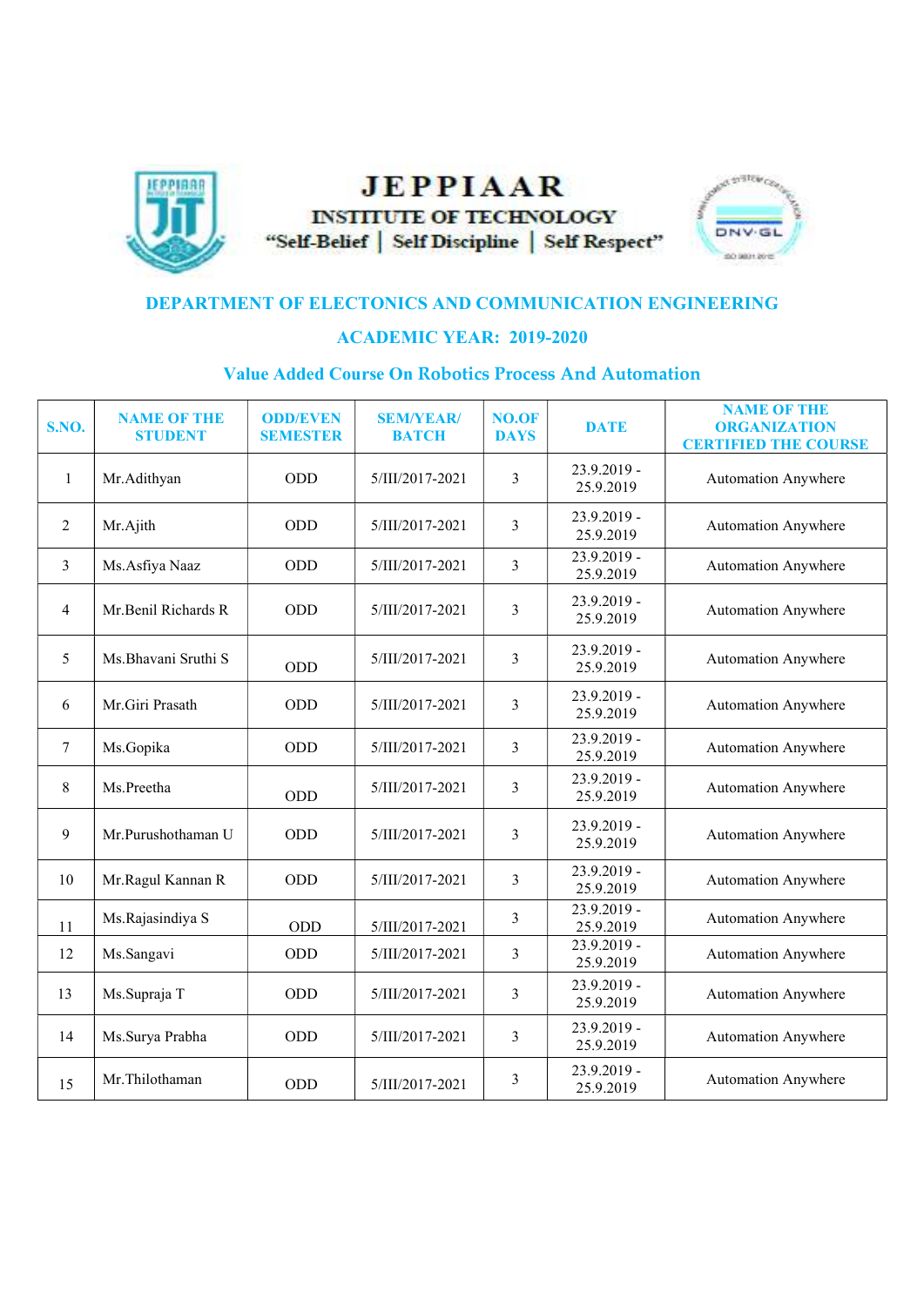# JEPPIAAR

## INSTITUTE OF TECHNOLOGY

"Self-Belief | Self Discipline | Self Respect"

## DEPARTMENT OF ELECTONICS AND COMMUNICATION ENGINEERING

## ACADEMIC YEAR: 2019-2020

### Value Added Course On Robotics Process And Automation

| S.NO. | NAME OF THE STUDENT | ODD/EVEN SEMESTER | SEM/YEAR/ BATCH | NO.OF DAYS | DATE | NAME OF THE ORGANIZATION CERTIFIED THE COURSE |
|---|---|---|---|---|---|---|
| 1 | Mr.Adithyan | ODD | 5/III/2017-2021 | 3 | 23.9.2019 - 25.9.2019 | Automation Anywhere |
| 2 | Mr.Ajith | ODD | 5/III/2017-2021 | 3 | 23.9.2019 - 25.9.2019 | Automation Anywhere |
| 3 | Ms.Asfiya Naaz | ODD | 5/III/2017-2021 | 3 | 23.9.2019 - 25.9.2019 | Automation Anywhere |
| 4 | Mr.Benil Richards R | ODD | 5/III/2017-2021 | 3 | 23.9.2019 - 25.9.2019 | Automation Anywhere |
| 5 | Ms.Bhavani Sruthi S | ODD | 5/III/2017-2021 | 3 | 23.9.2019 - 25.9.2019 | Automation Anywhere |
| 6 | Mr.Giri Prasath | ODD | 5/III/2017-2021 | 3 | 23.9.2019 - 25.9.2019 | Automation Anywhere |
| 7 | Ms.Gopika | ODD | 5/III/2017-2021 | 3 | 23.9.2019 - 25.9.2019 | Automation Anywhere |
| 8 | Ms.Preetha | ODD | 5/III/2017-2021 | 3 | 23.9.2019 - 25.9.2019 | Automation Anywhere |
| 9 | Mr.Purushothaman U | ODD | 5/III/2017-2021 | 3 | 23.9.2019 - 25.9.2019 | Automation Anywhere |
| 10 | Mr.Ragul Kannan R | ODD | 5/III/2017-2021 | 3 | 23.9.2019 - 25.9.2019 | Automation Anywhere |
| 11 | Ms.Rajasindiya S | ODD | 5/III/2017-2021 | 3 | 23.9.2019 - 25.9.2019 | Automation Anywhere |
| 12 | Ms.Sangavi | ODD | 5/III/2017-2021 | 3 | 23.9.2019 - 25.9.2019 | Automation Anywhere |
| 13 | Ms.Supraja T | ODD | 5/III/2017-2021 | 3 | 23.9.2019 - 25.9.2019 | Automation Anywhere |
| 14 | Ms.Surya Prabha | ODD | 5/III/2017-2021 | 3 | 23.9.2019 - 25.9.2019 | Automation Anywhere |
| 15 | Mr.Thilothaman | ODD | 5/III/2017-2021 | 3 | 23.9.2019 - 25.9.2019 | Automation Anywhere |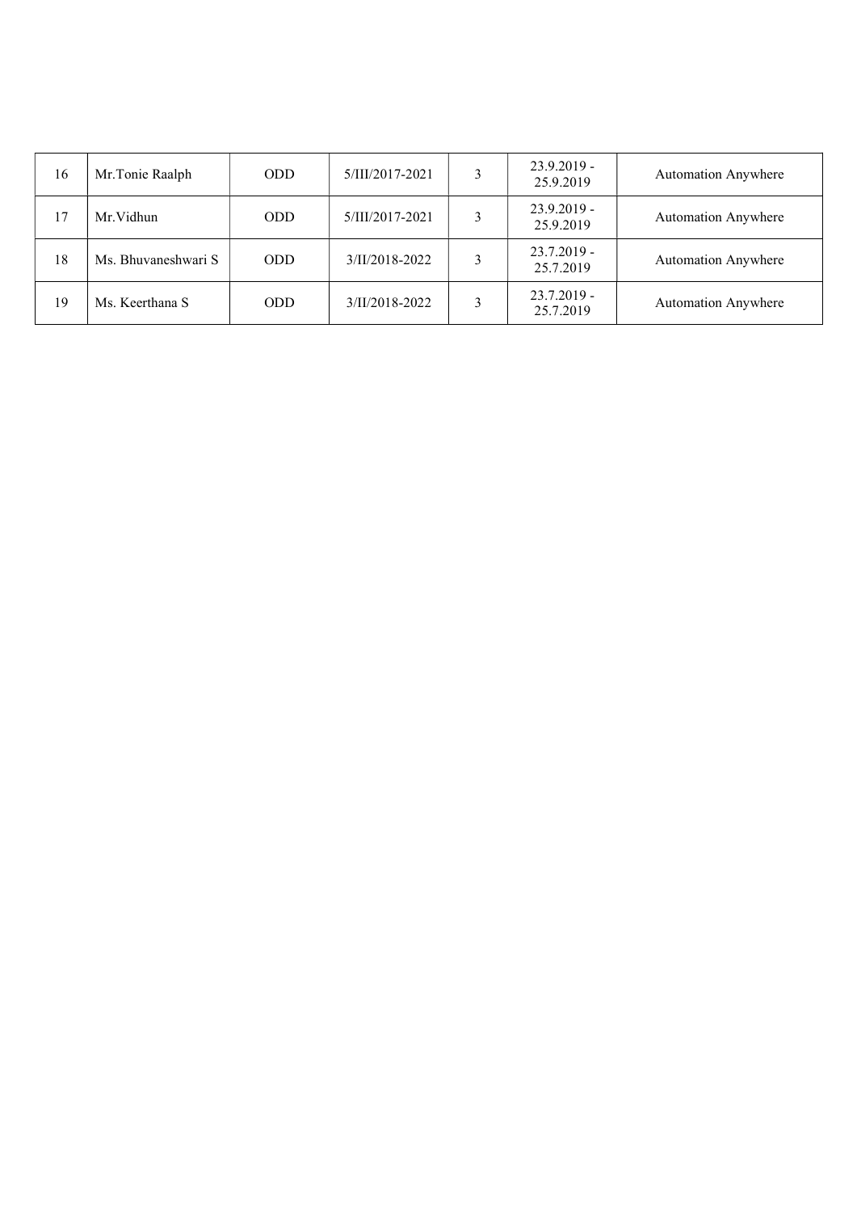| | | | | | | |
|---|---|---|---|---|---|---|
| 16 | Mr.Tonie Raalph | ODD | 5/III/2017-2021 | 3 | 23.9.2019 - 25.9.2019 | Automation Anywhere |
| 17 | Mr.Vidhun | ODD | 5/III/2017-2021 | 3 | 23.9.2019 - 25.9.2019 | Automation Anywhere |
| 18 | Ms. Bhuvaneshwari S | ODD | 3/II/2018-2022 | 3 | 23.7.2019 - 25.7.2019 | Automation Anywhere |
| 19 | Ms. Keerthana S | ODD | 3/II/2018-2022 | 3 | 23.7.2019 - 25.7.2019 | Automation Anywhere |